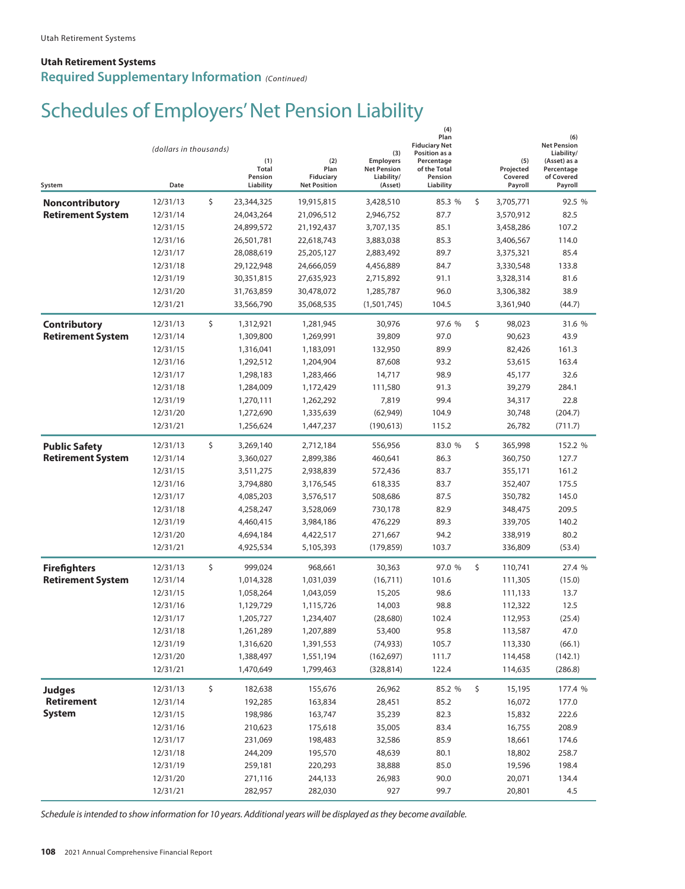## Utah Retirement Systems

### Required Supplementary Information *(Continued)*

# Schedules of Employers' Net Pension Liability

*(dollars in thousands)*

| System | Date | (1) Total Pension Liability | (2) Plan Fiduciary Net Position | (3) Employers Net Pension Liability/ (Asset) | (4) Plan Fiduciary Net Position as a Percentage of the Total Pension Liability | (5) Projected Covered Payroll | (6) Net Pension Liability/ (Asset) as a Percentage of Covered Payroll |
|---|---|---|---|---|---|---|---|
| **Noncontributory Retirement System** | 12/31/13 | $ 23,344,325 | 19,915,815 | 3,428,510 | 85.3 % | $ 3,705,771 | 92.5 % |
| | 12/31/14 | 24,043,264 | 21,096,512 | 2,946,752 | 87.7 | 3,570,912 | 82.5 |
| | 12/31/15 | 24,899,572 | 21,192,437 | 3,707,135 | 85.1 | 3,458,286 | 107.2 |
| | 12/31/16 | 26,501,781 | 22,618,743 | 3,883,038 | 85.3 | 3,406,567 | 114.0 |
| | 12/31/17 | 28,088,619 | 25,205,127 | 2,883,492 | 89.7 | 3,375,321 | 85.4 |
| | 12/31/18 | 29,122,948 | 24,666,059 | 4,456,889 | 84.7 | 3,330,548 | 133.8 |
| | 12/31/19 | 30,351,815 | 27,635,923 | 2,715,892 | 91.1 | 3,328,314 | 81.6 |
| | 12/31/20 | 31,763,859 | 30,478,072 | 1,285,787 | 96.0 | 3,306,382 | 38.9 |
| | 12/31/21 | 33,566,790 | 35,068,535 | (1,501,745) | 104.5 | 3,361,940 | (44.7) |
| **Contributory Retirement System** | 12/31/13 | $ 1,312,921 | 1,281,945 | 30,976 | 97.6 % | $ 98,023 | 31.6 % |
| | 12/31/14 | 1,309,800 | 1,269,991 | 39,809 | 97.0 | 90,623 | 43.9 |
| | 12/31/15 | 1,316,041 | 1,183,091 | 132,950 | 89.9 | 82,426 | 161.3 |
| | 12/31/16 | 1,292,512 | 1,204,904 | 87,608 | 93.2 | 53,615 | 163.4 |
| | 12/31/17 | 1,298,183 | 1,283,466 | 14,717 | 98.9 | 45,177 | 32.6 |
| | 12/31/18 | 1,284,009 | 1,172,429 | 111,580 | 91.3 | 39,279 | 284.1 |
| | 12/31/19 | 1,270,111 | 1,262,292 | 7,819 | 99.4 | 34,317 | 22.8 |
| | 12/31/20 | 1,272,690 | 1,335,639 | (62,949) | 104.9 | 30,748 | (204.7) |
| | 12/31/21 | 1,256,624 | 1,447,237 | (190,613) | 115.2 | 26,782 | (711.7) |
| **Public Safety Retirement System** | 12/31/13 | $ 3,269,140 | 2,712,184 | 556,956 | 83.0 % | $ 365,998 | 152.2 % |
| | 12/31/14 | 3,360,027 | 2,899,386 | 460,641 | 86.3 | 360,750 | 127.7 |
| | 12/31/15 | 3,511,275 | 2,938,839 | 572,436 | 83.7 | 355,171 | 161.2 |
| | 12/31/16 | 3,794,880 | 3,176,545 | 618,335 | 83.7 | 352,407 | 175.5 |
| | 12/31/17 | 4,085,203 | 3,576,517 | 508,686 | 87.5 | 350,782 | 145.0 |
| | 12/31/18 | 4,258,247 | 3,528,069 | 730,178 | 82.9 | 348,475 | 209.5 |
| | 12/31/19 | 4,460,415 | 3,984,186 | 476,229 | 89.3 | 339,705 | 140.2 |
| | 12/31/20 | 4,694,184 | 4,422,517 | 271,667 | 94.2 | 338,919 | 80.2 |
| | 12/31/21 | 4,925,534 | 5,105,393 | (179,859) | 103.7 | 336,809 | (53.4) |
| **Firefighters Retirement System** | 12/31/13 | $ 999,024 | 968,661 | 30,363 | 97.0 % | $ 110,741 | 27.4 % |
| | 12/31/14 | 1,014,328 | 1,031,039 | (16,711) | 101.6 | 111,305 | (15.0) |
| | 12/31/15 | 1,058,264 | 1,043,059 | 15,205 | 98.6 | 111,133 | 13.7 |
| | 12/31/16 | 1,129,729 | 1,115,726 | 14,003 | 98.8 | 112,322 | 12.5 |
| | 12/31/17 | 1,205,727 | 1,234,407 | (28,680) | 102.4 | 112,953 | (25.4) |
| | 12/31/18 | 1,261,289 | 1,207,889 | 53,400 | 95.8 | 113,587 | 47.0 |
| | 12/31/19 | 1,316,620 | 1,391,553 | (74,933) | 105.7 | 113,330 | (66.1) |
| | 12/31/20 | 1,388,497 | 1,551,194 | (162,697) | 111.7 | 114,458 | (142.1) |
| | 12/31/21 | 1,470,649 | 1,799,463 | (328,814) | 122.4 | 114,635 | (286.8) |
| **Judges Retirement System** | 12/31/13 | $ 182,638 | 155,676 | 26,962 | 85.2 % | $ 15,195 | 177.4 % |
| | 12/31/14 | 192,285 | 163,834 | 28,451 | 85.2 | 16,072 | 177.0 |
| | 12/31/15 | 198,986 | 163,747 | 35,239 | 82.3 | 15,832 | 222.6 |
| | 12/31/16 | 210,623 | 175,618 | 35,005 | 83.4 | 16,755 | 208.9 |
| | 12/31/17 | 231,069 | 198,483 | 32,586 | 85.9 | 18,661 | 174.6 |
| | 12/31/18 | 244,209 | 195,570 | 48,639 | 80.1 | 18,802 | 258.7 |
| | 12/31/19 | 259,181 | 220,293 | 38,888 | 85.0 | 19,596 | 198.4 |
| | 12/31/20 | 271,116 | 244,133 | 26,983 | 90.0 | 20,071 | 134.4 |
| | 12/31/21 | 282,957 | 282,030 | 927 | 99.7 | 20,801 | 4.5 |

*Schedule is intended to show information for 10 years. Additional years will be displayed as they become available.*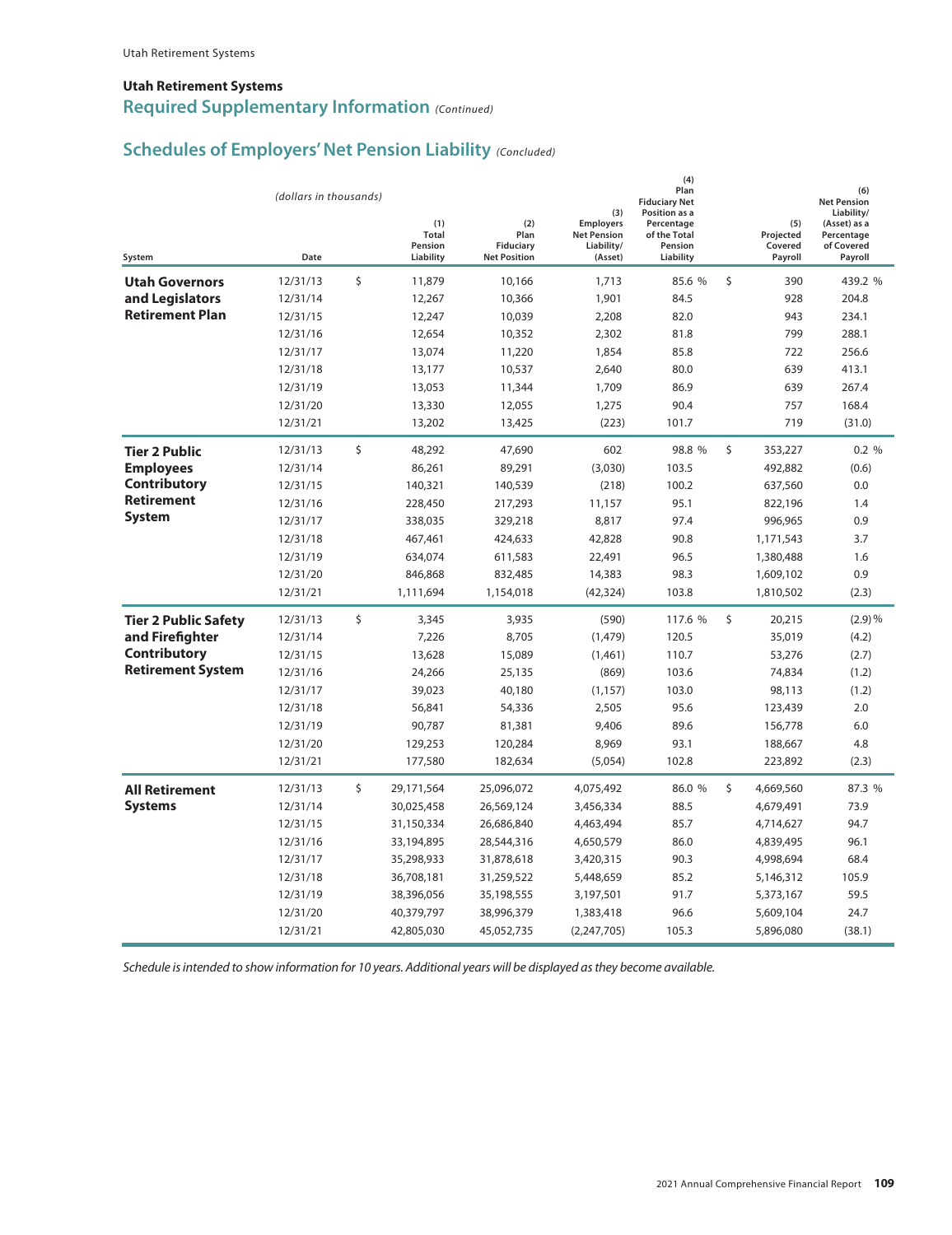## Utah Retirement Systems

## Required Supplementary Information *(Continued)*

## Schedules of Employers' Net Pension Liability *(Concluded)*

*(dollars in thousands)*

| System | Date | (1) Total Pension Liability | (2) Plan Fiduciary Net Position | (3) Employers Net Pension Liability/ (Asset) | (4) Plan Fiduciary Net Position as a Percentage of the Total Pension Liability | (5) Projected Covered Payroll | (6) Net Pension Liability/ (Asset) as a Percentage of Covered Payroll |
|---|---|---|---|---|---|---|---|
| **Utah Governors and Legislators Retirement Plan** | 12/31/13 | $ 11,879 | 10,166 | 1,713 | 85.6 % | $ 390 | 439.2 % |
| | 12/31/14 | 12,267 | 10,366 | 1,901 | 84.5 | 928 | 204.8 |
| | 12/31/15 | 12,247 | 10,039 | 2,208 | 82.0 | 943 | 234.1 |
| | 12/31/16 | 12,654 | 10,352 | 2,302 | 81.8 | 799 | 288.1 |
| | 12/31/17 | 13,074 | 11,220 | 1,854 | 85.8 | 722 | 256.6 |
| | 12/31/18 | 13,177 | 10,537 | 2,640 | 80.0 | 639 | 413.1 |
| | 12/31/19 | 13,053 | 11,344 | 1,709 | 86.9 | 639 | 267.4 |
| | 12/31/20 | 13,330 | 12,055 | 1,275 | 90.4 | 757 | 168.4 |
| | 12/31/21 | 13,202 | 13,425 | (223) | 101.7 | 719 | (31.0) |
| **Tier 2 Public Employees Contributory Retirement System** | 12/31/13 | $ 48,292 | 47,690 | 602 | 98.8 % | $ 353,227 | 0.2 % |
| | 12/31/14 | 86,261 | 89,291 | (3,030) | 103.5 | 492,882 | (0.6) |
| | 12/31/15 | 140,321 | 140,539 | (218) | 100.2 | 637,560 | 0.0 |
| | 12/31/16 | 228,450 | 217,293 | 11,157 | 95.1 | 822,196 | 1.4 |
| | 12/31/17 | 338,035 | 329,218 | 8,817 | 97.4 | 996,965 | 0.9 |
| | 12/31/18 | 467,461 | 424,633 | 42,828 | 90.8 | 1,171,543 | 3.7 |
| | 12/31/19 | 634,074 | 611,583 | 22,491 | 96.5 | 1,380,488 | 1.6 |
| | 12/31/20 | 846,868 | 832,485 | 14,383 | 98.3 | 1,609,102 | 0.9 |
| | 12/31/21 | 1,111,694 | 1,154,018 | (42,324) | 103.8 | 1,810,502 | (2.3) |
| **Tier 2 Public Safety and Firefighter Contributory Retirement System** | 12/31/13 | $ 3,345 | 3,935 | (590) | 117.6 % | $ 20,215 | (2.9) % |
| | 12/31/14 | 7,226 | 8,705 | (1,479) | 120.5 | 35,019 | (4.2) |
| | 12/31/15 | 13,628 | 15,089 | (1,461) | 110.7 | 53,276 | (2.7) |
| | 12/31/16 | 24,266 | 25,135 | (869) | 103.6 | 74,834 | (1.2) |
| | 12/31/17 | 39,023 | 40,180 | (1,157) | 103.0 | 98,113 | (1.2) |
| | 12/31/18 | 56,841 | 54,336 | 2,505 | 95.6 | 123,439 | 2.0 |
| | 12/31/19 | 90,787 | 81,381 | 9,406 | 89.6 | 156,778 | 6.0 |
| | 12/31/20 | 129,253 | 120,284 | 8,969 | 93.1 | 188,667 | 4.8 |
| | 12/31/21 | 177,580 | 182,634 | (5,054) | 102.8 | 223,892 | (2.3) |
| **All Retirement Systems** | 12/31/13 | $ 29,171,564 | 25,096,072 | 4,075,492 | 86.0 % | $ 4,669,560 | 87.3 % |
| | 12/31/14 | 30,025,458 | 26,569,124 | 3,456,334 | 88.5 | 4,679,491 | 73.9 |
| | 12/31/15 | 31,150,334 | 26,686,840 | 4,463,494 | 85.7 | 4,714,627 | 94.7 |
| | 12/31/16 | 33,194,895 | 28,544,316 | 4,650,579 | 86.0 | 4,839,495 | 96.1 |
| | 12/31/17 | 35,298,933 | 31,878,618 | 3,420,315 | 90.3 | 4,998,694 | 68.4 |
| | 12/31/18 | 36,708,181 | 31,259,522 | 5,448,659 | 85.2 | 5,146,312 | 105.9 |
| | 12/31/19 | 38,396,056 | 35,198,555 | 3,197,501 | 91.7 | 5,373,167 | 59.5 |
| | 12/31/20 | 40,379,797 | 38,996,379 | 1,383,418 | 96.6 | 5,609,104 | 24.7 |
| | 12/31/21 | 42,805,030 | 45,052,735 | (2,247,705) | 105.3 | 5,896,080 | (38.1) |

*Schedule is intended to show information for 10 years. Additional years will be displayed as they become available.*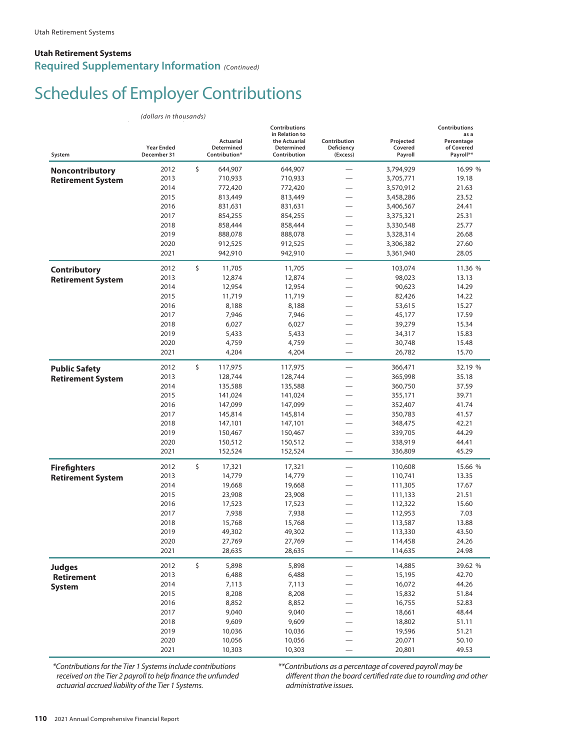## Utah Retirement Systems

### Required Supplementary Information *(Continued)*

# Schedules of Employer Contributions

*(dollars in thousands)*

| System | Year Ended December 31 | Actuarial Determined Contribution* | Contributions in Relation to the Actuarial Determined Contribution | Contribution Deficiency (Excess) | Projected Covered Payroll | Contributions as a Percentage of Covered Payroll** |
|---|---|---|---|---|---|---|
| **Noncontributory Retirement System** | 2012 | $ 644,907 | 644,907 | — | 3,794,929 | 16.99 % |
| | 2013 | 710,933 | 710,933 | — | 3,705,771 | 19.18 |
| | 2014 | 772,420 | 772,420 | — | 3,570,912 | 21.63 |
| | 2015 | 813,449 | 813,449 | — | 3,458,286 | 23.52 |
| | 2016 | 831,631 | 831,631 | — | 3,406,567 | 24.41 |
| | 2017 | 854,255 | 854,255 | — | 3,375,321 | 25.31 |
| | 2018 | 858,444 | 858,444 | — | 3,330,548 | 25.77 |
| | 2019 | 888,078 | 888,078 | — | 3,328,314 | 26.68 |
| | 2020 | 912,525 | 912,525 | — | 3,306,382 | 27.60 |
| | 2021 | 942,910 | 942,910 | — | 3,361,940 | 28.05 |
| **Contributory Retirement System** | 2012 | $ 11,705 | 11,705 | — | 103,074 | 11.36 % |
| | 2013 | 12,874 | 12,874 | — | 98,023 | 13.13 |
| | 2014 | 12,954 | 12,954 | — | 90,623 | 14.29 |
| | 2015 | 11,719 | 11,719 | — | 82,426 | 14.22 |
| | 2016 | 8,188 | 8,188 | — | 53,615 | 15.27 |
| | 2017 | 7,946 | 7,946 | — | 45,177 | 17.59 |
| | 2018 | 6,027 | 6,027 | — | 39,279 | 15.34 |
| | 2019 | 5,433 | 5,433 | — | 34,317 | 15.83 |
| | 2020 | 4,759 | 4,759 | — | 30,748 | 15.48 |
| | 2021 | 4,204 | 4,204 | — | 26,782 | 15.70 |
| **Public Safety Retirement System** | 2012 | $ 117,975 | 117,975 | — | 366,471 | 32.19 % |
| | 2013 | 128,744 | 128,744 | — | 365,998 | 35.18 |
| | 2014 | 135,588 | 135,588 | — | 360,750 | 37.59 |
| | 2015 | 141,024 | 141,024 | — | 355,171 | 39.71 |
| | 2016 | 147,099 | 147,099 | — | 352,407 | 41.74 |
| | 2017 | 145,814 | 145,814 | — | 350,783 | 41.57 |
| | 2018 | 147,101 | 147,101 | — | 348,475 | 42.21 |
| | 2019 | 150,467 | 150,467 | — | 339,705 | 44.29 |
| | 2020 | 150,512 | 150,512 | — | 338,919 | 44.41 |
| | 2021 | 152,524 | 152,524 | — | 336,809 | 45.29 |
| **Firefighters Retirement System** | 2012 | $ 17,321 | 17,321 | — | 110,608 | 15.66 % |
| | 2013 | 14,779 | 14,779 | — | 110,741 | 13.35 |
| | 2014 | 19,668 | 19,668 | — | 111,305 | 17.67 |
| | 2015 | 23,908 | 23,908 | — | 111,133 | 21.51 |
| | 2016 | 17,523 | 17,523 | — | 112,322 | 15.60 |
| | 2017 | 7,938 | 7,938 | — | 112,953 | 7.03 |
| | 2018 | 15,768 | 15,768 | — | 113,587 | 13.88 |
| | 2019 | 49,302 | 49,302 | — | 113,330 | 43.50 |
| | 2020 | 27,769 | 27,769 | — | 114,458 | 24.26 |
| | 2021 | 28,635 | 28,635 | — | 114,635 | 24.98 |
| **Judges Retirement System** | 2012 | $ 5,898 | 5,898 | — | 14,885 | 39.62 % |
| | 2013 | 6,488 | 6,488 | — | 15,195 | 42.70 |
| | 2014 | 7,113 | 7,113 | — | 16,072 | 44.26 |
| | 2015 | 8,208 | 8,208 | — | 15,832 | 51.84 |
| | 2016 | 8,852 | 8,852 | — | 16,755 | 52.83 |
| | 2017 | 9,040 | 9,040 | — | 18,661 | 48.44 |
| | 2018 | 9,609 | 9,609 | — | 18,802 | 51.11 |
| | 2019 | 10,036 | 10,036 | — | 19,596 | 51.21 |
| | 2020 | 10,056 | 10,056 | — | 20,071 | 50.10 |
| | 2021 | 10,303 | 10,303 | — | 20,801 | 49.53 |

*\*Contributions for the Tier 1 Systems include contributions received on the Tier 2 payroll to help finance the unfunded actuarial accrued liability of the Tier 1 Systems.*

*\*\*Contributions as a percentage of covered payroll may be different than the board certified rate due to rounding and other administrative issues.*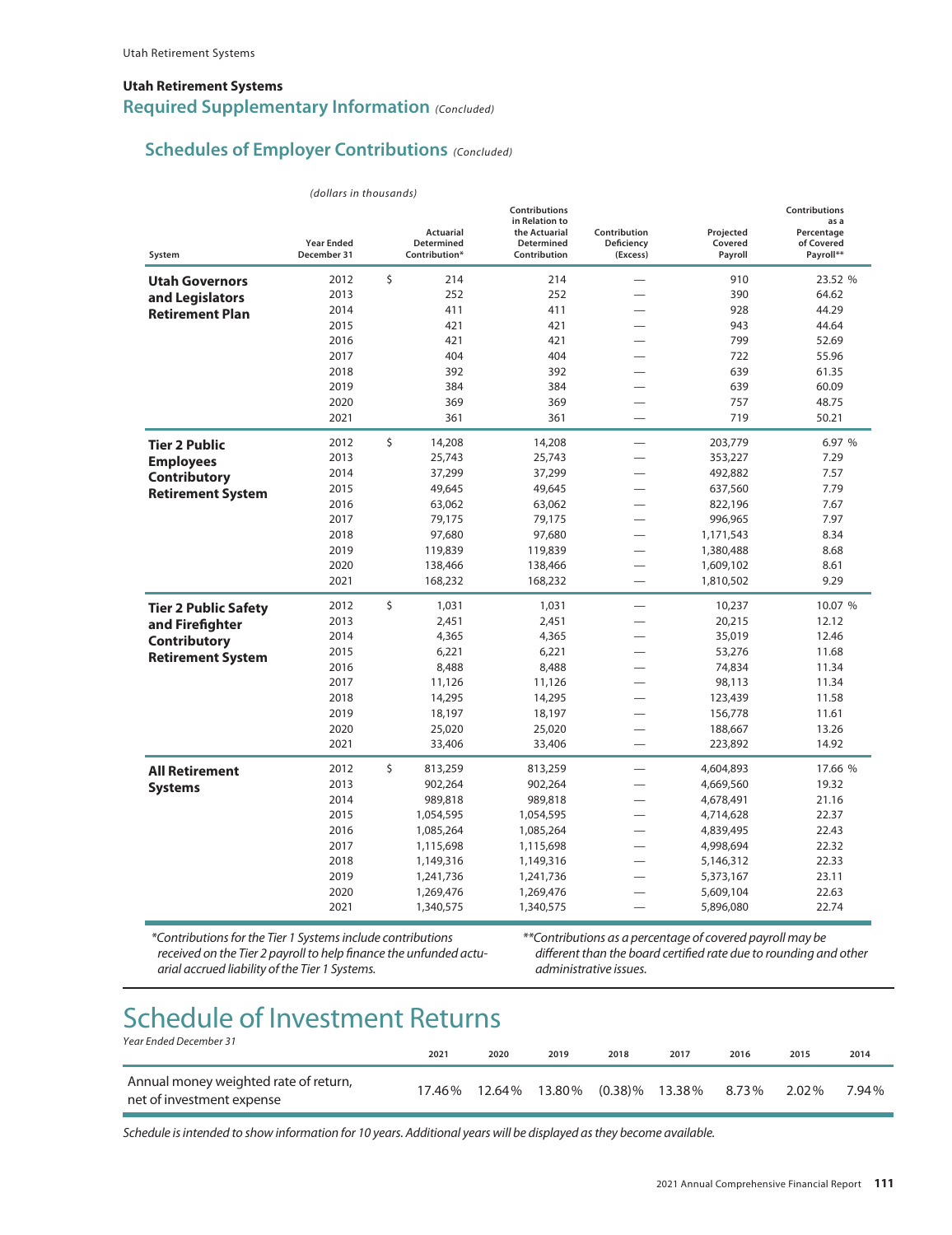**Utah Retirement Systems**

## Required Supplementary Information *(Concluded)*

### Schedules of Employer Contributions *(Concluded)*

*(dollars in thousands)*

| System | Year Ended December 31 | Actuarial Determined Contribution* | Contributions in Relation to the Actuarial Determined Contribution | Contribution Deficiency (Excess) | Projected Covered Payroll | Contributions as a Percentage of Covered Payroll** |
|---|---|---|---|---|---|---|
| **Utah Governors and Legislators Retirement Plan** | 2012 | $ 214 | 214 | — | 910 | 23.52 % |
| | 2013 | 252 | 252 | — | 390 | 64.62 |
| | 2014 | 411 | 411 | — | 928 | 44.29 |
| | 2015 | 421 | 421 | — | 943 | 44.64 |
| | 2016 | 421 | 421 | — | 799 | 52.69 |
| | 2017 | 404 | 404 | — | 722 | 55.96 |
| | 2018 | 392 | 392 | — | 639 | 61.35 |
| | 2019 | 384 | 384 | — | 639 | 60.09 |
| | 2020 | 369 | 369 | — | 757 | 48.75 |
| | 2021 | 361 | 361 | — | 719 | 50.21 |
| **Tier 2 Public Employees Contributory Retirement System** | 2012 | $ 14,208 | 14,208 | — | 203,779 | 6.97 % |
| | 2013 | 25,743 | 25,743 | — | 353,227 | 7.29 |
| | 2014 | 37,299 | 37,299 | — | 492,882 | 7.57 |
| | 2015 | 49,645 | 49,645 | — | 637,560 | 7.79 |
| | 2016 | 63,062 | 63,062 | — | 822,196 | 7.67 |
| | 2017 | 79,175 | 79,175 | — | 996,965 | 7.97 |
| | 2018 | 97,680 | 97,680 | — | 1,171,543 | 8.34 |
| | 2019 | 119,839 | 119,839 | — | 1,380,488 | 8.68 |
| | 2020 | 138,466 | 138,466 | — | 1,609,102 | 8.61 |
| | 2021 | 168,232 | 168,232 | — | 1,810,502 | 9.29 |
| **Tier 2 Public Safety and Firefighter Contributory Retirement System** | 2012 | $ 1,031 | 1,031 | — | 10,237 | 10.07 % |
| | 2013 | 2,451 | 2,451 | — | 20,215 | 12.12 |
| | 2014 | 4,365 | 4,365 | — | 35,019 | 12.46 |
| | 2015 | 6,221 | 6,221 | — | 53,276 | 11.68 |
| | 2016 | 8,488 | 8,488 | — | 74,834 | 11.34 |
| | 2017 | 11,126 | 11,126 | — | 98,113 | 11.34 |
| | 2018 | 14,295 | 14,295 | — | 123,439 | 11.58 |
| | 2019 | 18,197 | 18,197 | — | 156,778 | 11.61 |
| | 2020 | 25,020 | 25,020 | — | 188,667 | 13.26 |
| | 2021 | 33,406 | 33,406 | — | 223,892 | 14.92 |
| **All Retirement Systems** | 2012 | $ 813,259 | 813,259 | — | 4,604,893 | 17.66 % |
| | 2013 | 902,264 | 902,264 | — | 4,669,560 | 19.32 |
| | 2014 | 989,818 | 989,818 | — | 4,678,491 | 21.16 |
| | 2015 | 1,054,595 | 1,054,595 | — | 4,714,628 | 22.37 |
| | 2016 | 1,085,264 | 1,085,264 | — | 4,839,495 | 22.43 |
| | 2017 | 1,115,698 | 1,115,698 | — | 4,998,694 | 22.32 |
| | 2018 | 1,149,316 | 1,149,316 | — | 5,146,312 | 22.33 |
| | 2019 | 1,241,736 | 1,241,736 | — | 5,373,167 | 23.11 |
| | 2020 | 1,269,476 | 1,269,476 | — | 5,609,104 | 22.63 |
| | 2021 | 1,340,575 | 1,340,575 | — | 5,896,080 | 22.74 |

*Contributions for the Tier 1 Systems include contributions received on the Tier 2 payroll to help finance the unfunded actuarial accrued liability of the Tier 1 Systems.*

**Contributions as a percentage of covered payroll may be different than the board certified rate due to rounding and other administrative issues.*

# Schedule of Investment Returns

*Year Ended December 31*

| | 2021 | 2020 | 2019 | 2018 | 2017 | 2016 | 2015 | 2014 |
|---|---|---|---|---|---|---|---|---|
| Annual money weighted rate of return, net of investment expense | 17.46% | 12.64% | 13.80% | (0.38)% | 13.38% | 8.73% | 2.02% | 7.94% |

*Schedule is intended to show information for 10 years. Additional years will be displayed as they become available.*